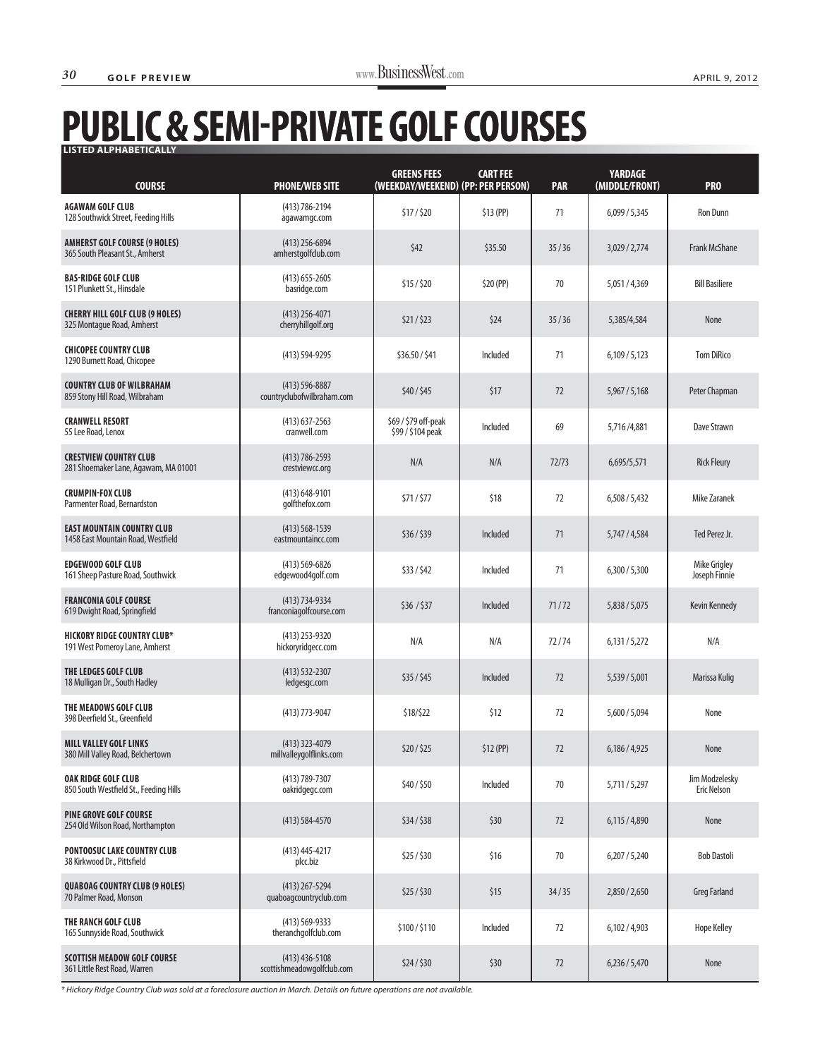# PUBLIC & SEMI-PRIVATE GOLF COURSES

**LISTED ALPHABETICALLY**

| COURSE | PHONE/WEB SITE | GREENS FEES (WEEKDAY/WEEKEND) | CART FEE (PP: PER PERSON) | PAR | YARDAGE (MIDDLE/FRONT) | PRO |
|---|---|---|---|---|---|---|
| **AGAWAM GOLF CLUB** 128 Southwick Street, Feeding Hills | (413) 786-2194 agawamgc.com | $17 / $20 | $13 (PP) | 71 | 6,099 / 5,345 | Ron Dunn |
| **AMHERST GOLF COURSE (9 HOLES)** 365 South Pleasant St., Amherst | (413) 256-6894 amherstgolfclub.com | $42 | $35.50 | 35 / 36 | 3,029 / 2,774 | Frank McShane |
| **BAS-RIDGE GOLF CLUB** 151 Plunkett St., Hinsdale | (413) 655-2605 basridge.com | $15 / $20 | $20 (PP) | 70 | 5,051 / 4,369 | Bill Basiliere |
| **CHERRY HILL GOLF CLUB (9 HOLES)** 325 Montague Road, Amherst | (413) 256-4071 cherryhillgolf.org | $21 / $23 | $24 | 35 / 36 | 5,385/4,584 | None |
| **CHICOPEE COUNTRY CLUB** 1290 Burnett Road, Chicopee | (413) 594-9295 | $36.50 / $41 | Included | 71 | 6,109 / 5,123 | Tom DiRico |
| **COUNTRY CLUB OF WILBRAHAM** 859 Stony Hill Road, Wilbraham | (413) 596-8887 countryclubofwilbraham.com | $40 / $45 | $17 | 72 | 5,967 / 5,168 | Peter Chapman |
| **CRANWELL RESORT** 55 Lee Road, Lenox | (413) 637-2563 cranwell.com | $69 / $79 off-peak $99 / $104 peak | Included | 69 | 5,716 /4,881 | Dave Strawn |
| **CRESTVIEW COUNTRY CLUB** 281 Shoemaker Lane, Agawam, MA 01001 | (413) 786-2593 crestviewcc.org | N/A | N/A | 72/73 | 6,695/5,571 | Rick Fleury |
| **CRUMPIN-FOX CLUB** Parmenter Road, Bernardston | (413) 648-9101 golfthefox.com | $71 / $77 | $18 | 72 | 6,508 / 5,432 | Mike Zaranek |
| **EAST MOUNTAIN COUNTRY CLUB** 1458 East Mountain Road, Westfield | (413) 568-1539 eastmountaincc.com | $36 / $39 | Included | 71 | 5,747 / 4,584 | Ted Perez Jr. |
| **EDGEWOOD GOLF CLUB** 161 Sheep Pasture Road, Southwick | (413) 569-6826 edgewood4golf.com | $33 / $42 | Included | 71 | 6,300 / 5,300 | Mike Grigley Joseph Finnie |
| **FRANCONIA GOLF COURSE** 619 Dwight Road, Springfield | (413) 734-9334 franconiagolfcourse.com | $36 / $37 | Included | 71 / 72 | 5,838 / 5,075 | Kevin Kennedy |
| **HICKORY RIDGE COUNTRY CLUB*** 191 West Pomeroy Lane, Amherst | (413) 253-9320 hickoryridgecc.com | N/A | N/A | 72 / 74 | 6,131 / 5,272 | N/A |
| **THE LEDGES GOLF CLUB** 18 Mulligan Dr., South Hadley | (413) 532-2307 ledgesgc.com | $35 / $45 | Included | 72 | 5,539 / 5,001 | Marissa Kulig |
| **THE MEADOWS GOLF CLUB** 398 Deerfield St., Greenfield | (413) 773-9047 | $18/$22 | $12 | 72 | 5,600 / 5,094 | None |
| **MILL VALLEY GOLF LINKS** 380 Mill Valley Road, Belchertown | (413) 323-4079 millvalleygolflinks.com | $20 / $25 | $12 (PP) | 72 | 6,186 / 4,925 | None |
| **OAK RIDGE GOLF CLUB** 850 South Westfield St., Feeding Hills | (413) 789-7307 oakridgegc.com | $40 / $50 | Included | 70 | 5,711 / 5,297 | Jim Modzelesky Eric Nelson |
| **PINE GROVE GOLF COURSE** 254 Old Wilson Road, Northampton | (413) 584-4570 | $34 / $38 | $30 | 72 | 6,115 / 4,890 | None |
| **PONTOOSUC LAKE COUNTRY CLUB** 38 Kirkwood Dr., Pittsfield | (413) 445-4217 plcc.biz | $25 / $30 | $16 | 70 | 6,207 / 5,240 | Bob Dastoli |
| **QUABOAG COUNTRY CLUB (9 HOLES)** 70 Palmer Road, Monson | (413) 267-5294 quaboagcountryclub.com | $25 / $30 | $15 | 34 / 35 | 2,850 / 2,650 | Greg Farland |
| **THE RANCH GOLF CLUB** 165 Sunnyside Road, Southwick | (413) 569-9333 theranchgolfclub.com | $100 / $110 | Included | 72 | 6,102 / 4,903 | Hope Kelley |
| **SCOTTISH MEADOW GOLF COURSE** 361 Little Rest Road, Warren | (413) 436-5108 scottishmeadowgolfclub.com | $24 / $30 | $30 | 72 | 6,236 / 5,470 | None |

*\* Hickory Ridge Country Club was sold at a foreclosure auction in March. Details on future operations are not available.*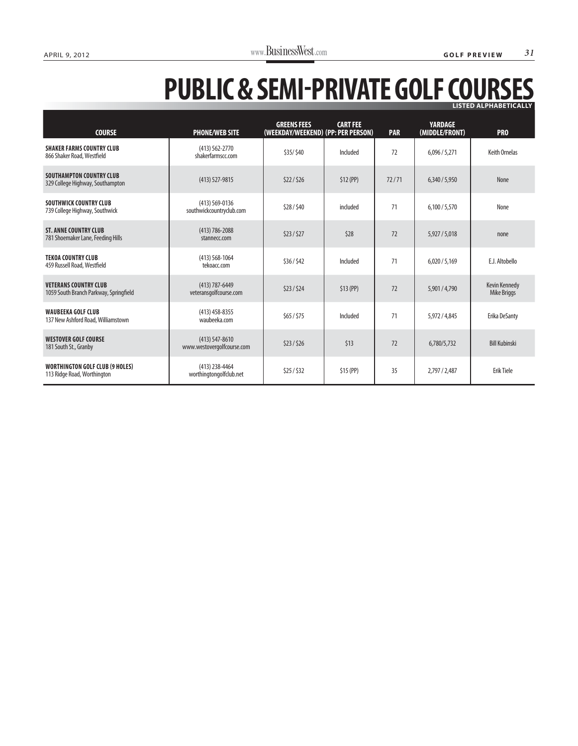# PUBLIC & SEMI-PRIVATE GOLF COURSES

LISTED ALPHABETICALLY

| COURSE | PHONE/WEB SITE | GREENS FEES (WEEKDAY/WEEKEND) | CART FEE (PP: PER PERSON) | PAR | YARDAGE (MIDDLE/FRONT) | PRO |
|---|---|---|---|---|---|---|
| **SHAKER FARMS COUNTRY CLUB** 866 Shaker Road, Westfield | (413) 562-2770 shakerfarmscc.com | $35/ $40 | Included | 72 | 6,096 / 5,271 | Keith Ornelas |
| **SOUTHAMPTON COUNTRY CLUB** 329 College Highway, Southampton | (413) 527-9815 | $22 / $26 | $12 (PP) | 72 / 71 | 6,340 / 5,950 | None |
| **SOUTHWICK COUNTRY CLUB** 739 College Highway, Southwick | (413) 569-0136 southwickcountryclub.com | $28 / $40 | included | 71 | 6,100 / 5,570 | None |
| **ST. ANNE COUNTRY CLUB** 781 Shoemaker Lane, Feeding Hills | (413) 786-2088 stannecc.com | $23 / $27 | $28 | 72 | 5,927 / 5,018 | none |
| **TEKOA COUNTRY CLUB** 459 Russell Road, Westfield | (413) 568-1064 tekoacc.com | $36 / $42 | Included | 71 | 6,020 / 5,169 | E.J. Altobello |
| **VETERANS COUNTRY CLUB** 1059 South Branch Parkway, Springfield | (413) 787-6449 veteransgolfcourse.com | $23 / $24 | $13 (PP) | 72 | 5,901 / 4,790 | Kevin Kennedy Mike Briggs |
| **WAUBEEKA GOLF CLUB** 137 New Ashford Road, Williamstown | (413) 458-8355 waubeeka.com | $65 / $75 | Included | 71 | 5,972 / 4,845 | Erika DeSanty |
| **WESTOVER GOLF COURSE** 181 South St., Granby | (413) 547-8610 www.westovergolfcourse.com | $23 / $26 | $13 | 72 | 6,780/5,732 | Bill Kubinski |
| **WORTHINGTON GOLF CLUB (9 HOLES)** 113 Ridge Road, Worthington | (413) 238-4464 worthingtongolfclub.net | $25 / $32 | $15 (PP) | 35 | 2,797 / 2,487 | Erik Tiele |